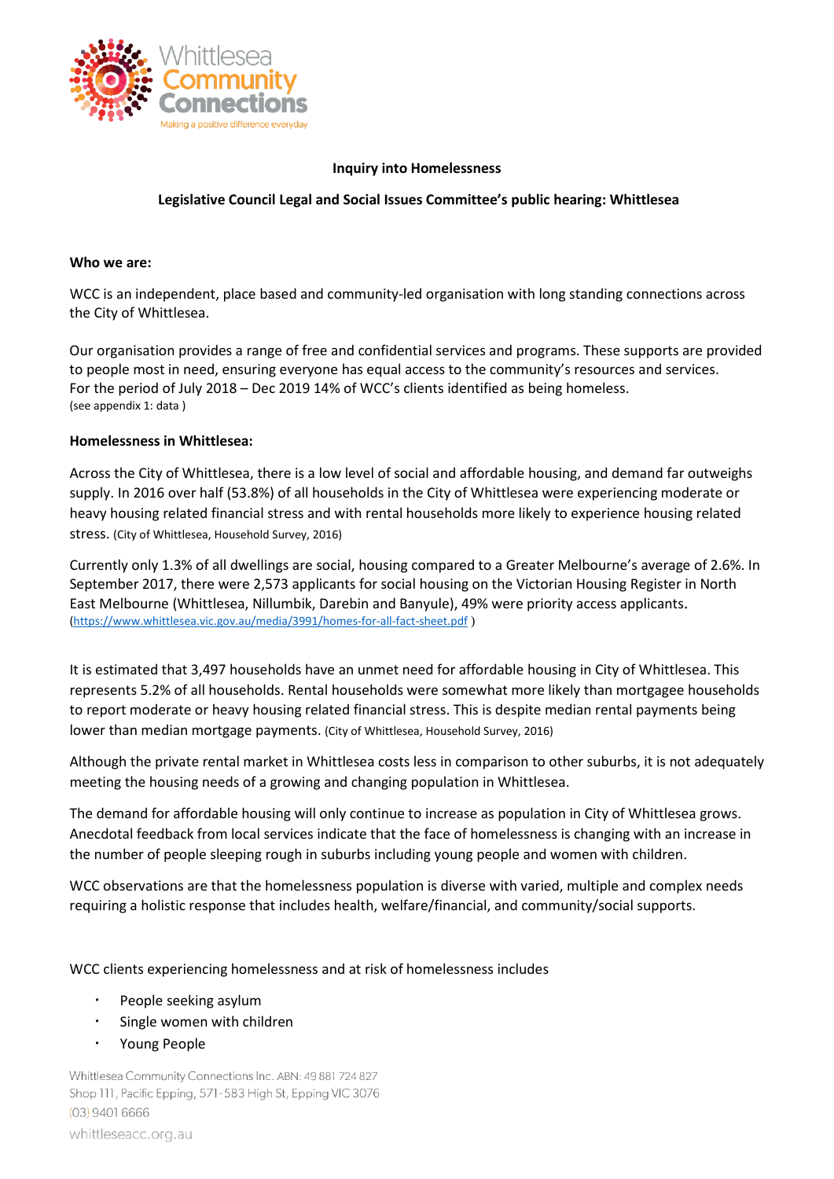**Inquiry into Homelessness**

**Legislative Council Legal and Social Issues Committee's public hearing: Whittlesea**

**Who we are:**

WCC is an independent, place based and community-led organisation with long standing connections across the City of Whittlesea.

Our organisation provides a range of free and confidential services and programs. These supports are provided to people most in need, ensuring everyone has equal access to the community's resources and services. For the period of July 2018 – Dec 2019 14% of WCC's clients identified as being homeless.
(see appendix 1: data )

**Homelessness in Whittlesea:**

Across the City of Whittlesea, there is a low level of social and affordable housing, and demand far outweighs supply. In 2016 over half (53.8%) of all households in the City of Whittlesea were experiencing moderate or heavy housing related financial stress and with rental households more likely to experience housing related stress. (City of Whittlesea, Household Survey, 2016)

Currently only 1.3% of all dwellings are social, housing compared to a Greater Melbourne's average of 2.6%. In September 2017, there were 2,573 applicants for social housing on the Victorian Housing Register in North East Melbourne (Whittlesea, Nillumbik, Darebin and Banyule), 49% were priority access applicants. (https://www.whittlesea.vic.gov.au/media/3991/homes-for-all-fact-sheet.pdf )

It is estimated that 3,497 households have an unmet need for affordable housing in City of Whittlesea. This represents 5.2% of all households. Rental households were somewhat more likely than mortgagee households to report moderate or heavy housing related financial stress. This is despite median rental payments being lower than median mortgage payments. (City of Whittlesea, Household Survey, 2016)

Although the private rental market in Whittlesea costs less in comparison to other suburbs, it is not adequately meeting the housing needs of a growing and changing population in Whittlesea.

The demand for affordable housing will only continue to increase as population in City of Whittlesea grows. Anecdotal feedback from local services indicate that the face of homelessness is changing with an increase in the number of people sleeping rough in suburbs including young people and women with children.

WCC observations are that the homelessness population is diverse with varied, multiple and complex needs requiring a holistic response that includes health, welfare/financial, and community/social supports.

WCC clients experiencing homelessness and at risk of homelessness includes

- People seeking asylum
- Single women with children
- Young People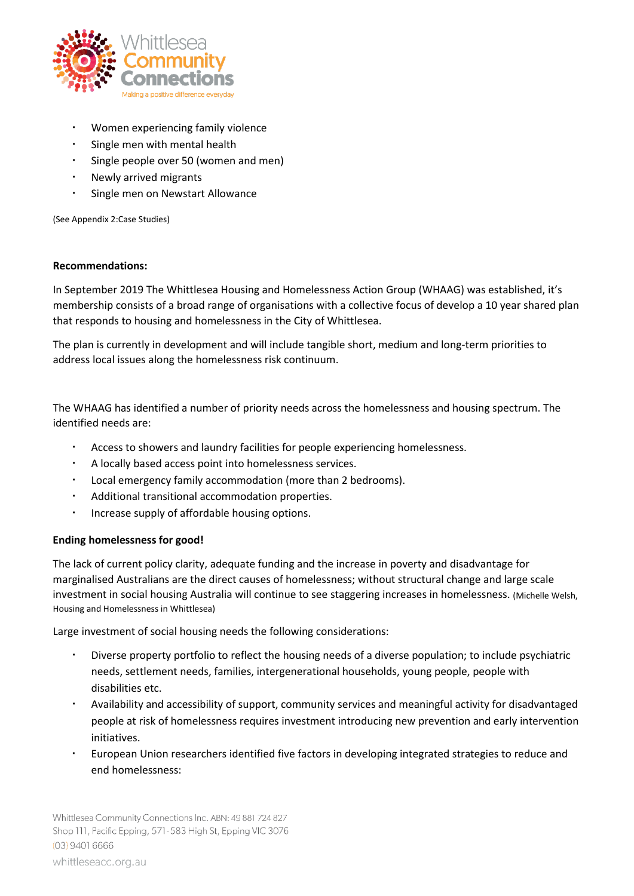- Women experiencing family violence
- Single men with mental health
- Single people over 50 (women and men)
- Newly arrived migrants
- Single men on Newstart Allowance

(See Appendix 2:Case Studies)

**Recommendations:**

In September 2019 The Whittlesea Housing and Homelessness Action Group (WHAAG) was established, it's membership consists of a broad range of organisations with a collective focus of develop a 10 year shared plan that responds to housing and homelessness in the City of Whittlesea.

The plan is currently in development and will include tangible short, medium and long-term priorities to address local issues along the homelessness risk continuum.

The WHAAG has identified a number of priority needs across the homelessness and housing spectrum. The identified needs are:

- Access to showers and laundry facilities for people experiencing homelessness.
- A locally based access point into homelessness services.
- Local emergency family accommodation (more than 2 bedrooms).
- Additional transitional accommodation properties.
- Increase supply of affordable housing options.

**Ending homelessness for good!**

The lack of current policy clarity, adequate funding and the increase in poverty and disadvantage for marginalised Australians are the direct causes of homelessness; without structural change and large scale investment in social housing Australia will continue to see staggering increases in homelessness. (Michelle Welsh, Housing and Homelessness in Whittlesea)

Large investment of social housing needs the following considerations:

- Diverse property portfolio to reflect the housing needs of a diverse population; to include psychiatric needs, settlement needs, families, intergenerational households, young people, people with disabilities etc.
- Availability and accessibility of support, community services and meaningful activity for disadvantaged people at risk of homelessness requires investment introducing new prevention and early intervention initiatives.
- European Union researchers identified five factors in developing integrated strategies to reduce and end homelessness: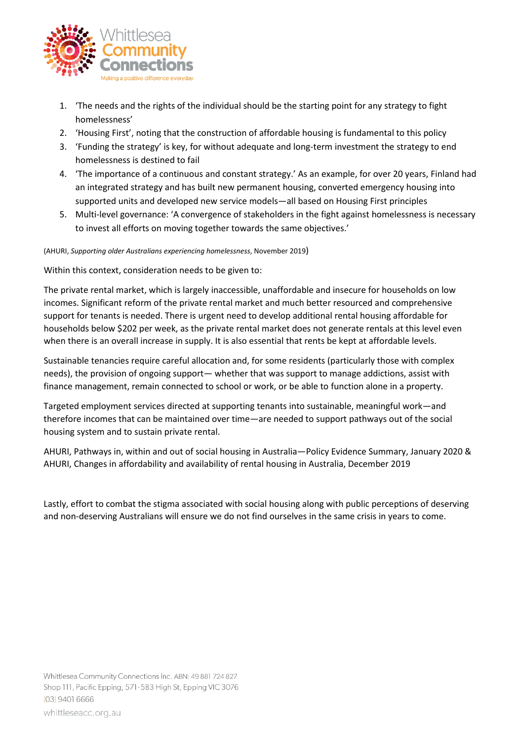1. 'The needs and the rights of the individual should be the starting point for any strategy to fight homelessness'
2. 'Housing First', noting that the construction of affordable housing is fundamental to this policy
3. 'Funding the strategy' is key, for without adequate and long-term investment the strategy to end homelessness is destined to fail
4. 'The importance of a continuous and constant strategy.' As an example, for over 20 years, Finland had an integrated strategy and has built new permanent housing, converted emergency housing into supported units and developed new service models—all based on Housing First principles
5. Multi-level governance: 'A convergence of stakeholders in the fight against homelessness is necessary to invest all efforts on moving together towards the same objectives.'

(AHURI, *Supporting older Australians experiencing homelessness*, November 2019)

Within this context, consideration needs to be given to:

The private rental market, which is largely inaccessible, unaffordable and insecure for households on low incomes. Significant reform of the private rental market and much better resourced and comprehensive support for tenants is needed. There is urgent need to develop additional rental housing affordable for households below $202 per week, as the private rental market does not generate rentals at this level even when there is an overall increase in supply. It is also essential that rents be kept at affordable levels.

Sustainable tenancies require careful allocation and, for some residents (particularly those with complex needs), the provision of ongoing support— whether that was support to manage addictions, assist with finance management, remain connected to school or work, or be able to function alone in a property.

Targeted employment services directed at supporting tenants into sustainable, meaningful work—and therefore incomes that can be maintained over time—are needed to support pathways out of the social housing system and to sustain private rental.

AHURI, Pathways in, within and out of social housing in Australia—Policy Evidence Summary, January 2020 & AHURI, Changes in affordability and availability of rental housing in Australia, December 2019

Lastly, effort to combat the stigma associated with social housing along with public perceptions of deserving and non-deserving Australians will ensure we do not find ourselves in the same crisis in years to come.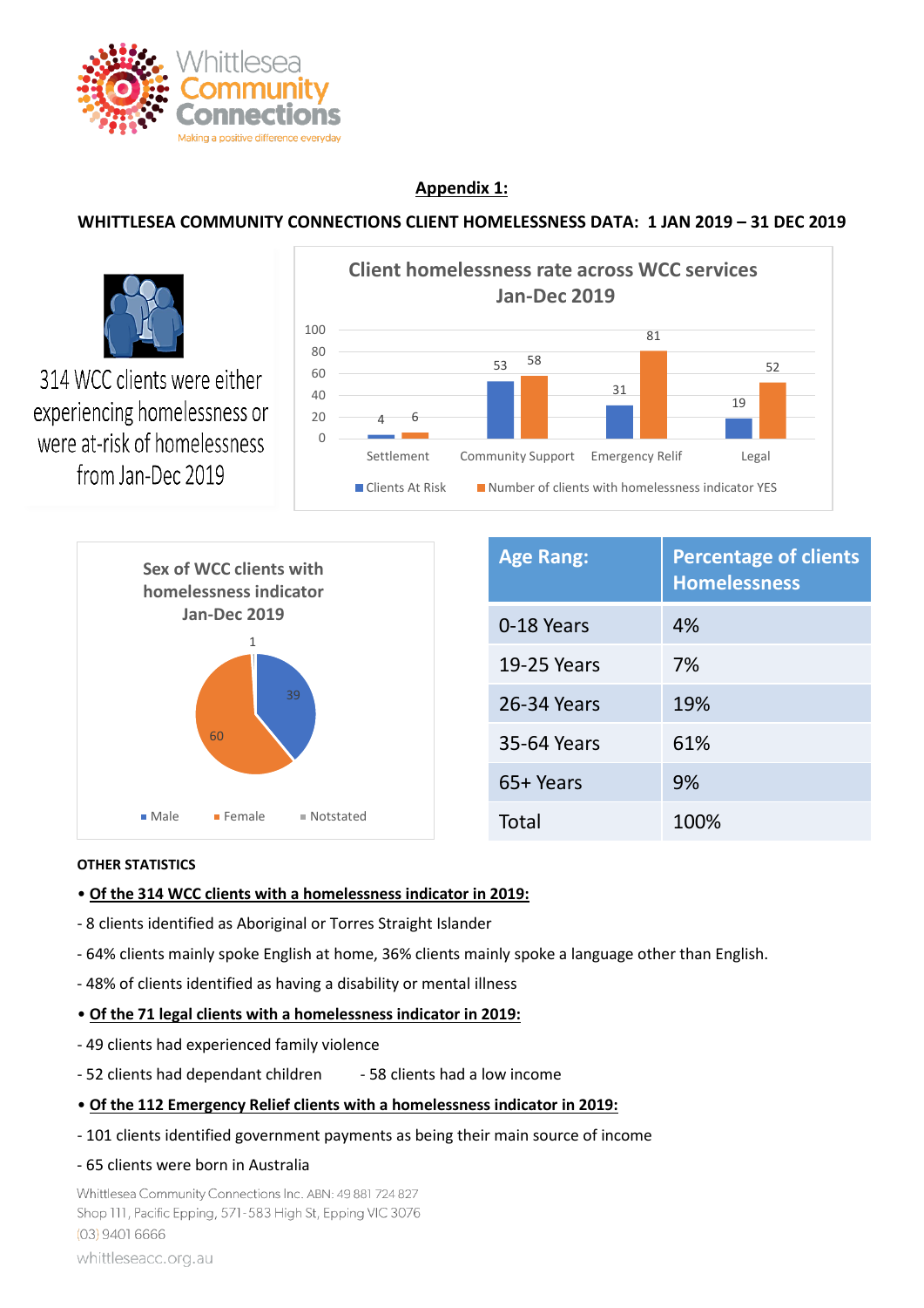Whittlesea Community Connections

Making a positive difference everyday

**Appendix 1:**

**WHITTLESEA COMMUNITY CONNECTIONS CLIENT HOMELESSNESS DATA: 1 JAN 2019 – 31 DEC 2019**

314 WCC clients were either experiencing homelessness or were at-risk of homelessness from Jan-Dec 2019

**Client homelessness rate across WCC services Jan-Dec 2019**

| Service | Clients At Risk | Number of clients with homelessness indicator YES |
|---|---|---|
| Settlement | 4 | 6 |
| Community Support | 53 | 58 |
| Emergency Relif | 31 | 81 |
| Legal | 19 | 52 |

**Sex of WCC clients with homelessness indicator Jan-Dec 2019**

| Sex | Value |
|---|---|
| Male | 39 |
| Female | 60 |
| Notstated | 1 |

| Age Rang: | Percentage of clients Homelessness |
|---|---|
| 0-18 Years | 4% |
| 19-25 Years | 7% |
| 26-34 Years | 19% |
| 35-64 Years | 61% |
| 65+ Years | 9% |
| Total | 100% |

**OTHER STATISTICS**

• **Of the 314 WCC clients with a homelessness indicator in 2019:**

- 8 clients identified as Aboriginal or Torres Straight Islander
- 64% clients mainly spoke English at home, 36% clients mainly spoke a language other than English.
- 48% of clients identified as having a disability or mental illness

• **Of the 71 legal clients with a homelessness indicator in 2019:**

- 49 clients had experienced family violence
- 52 clients had dependant children
- 58 clients had a low income

• **Of the 112 Emergency Relief clients with a homelessness indicator in 2019:**

- 101 clients identified government payments as being their main source of income
- 65 clients were born in Australia

Whittlesea Community Connections Inc. ABN: 49 881 724 827
Shop 111, Pacific Epping, 571-583 High St, Epping VIC 3076
(03) 9401 6666
whittleseacc.org.au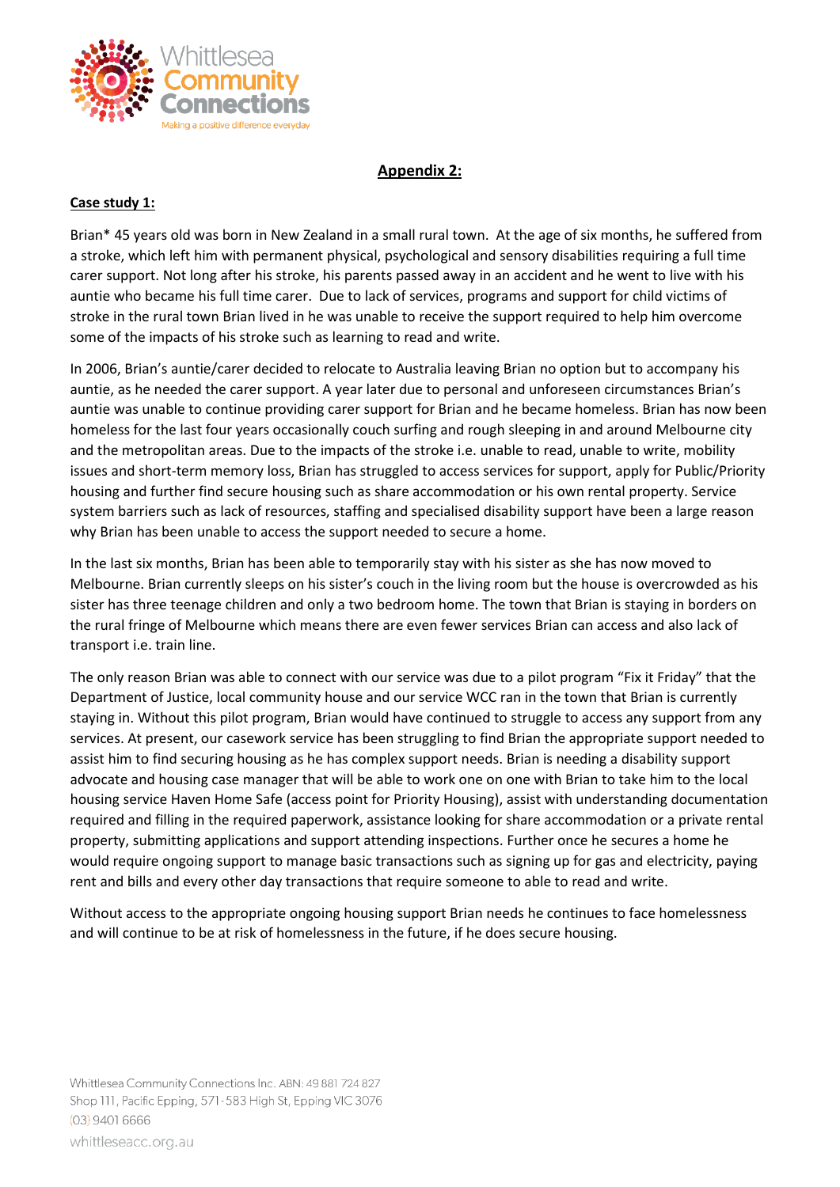## Appendix 2:

**Case study 1:**

Brian* 45 years old was born in New Zealand in a small rural town. At the age of six months, he suffered from a stroke, which left him with permanent physical, psychological and sensory disabilities requiring a full time carer support. Not long after his stroke, his parents passed away in an accident and he went to live with his auntie who became his full time carer. Due to lack of services, programs and support for child victims of stroke in the rural town Brian lived in he was unable to receive the support required to help him overcome some of the impacts of his stroke such as learning to read and write.

In 2006, Brian's auntie/carer decided to relocate to Australia leaving Brian no option but to accompany his auntie, as he needed the carer support. A year later due to personal and unforeseen circumstances Brian's auntie was unable to continue providing carer support for Brian and he became homeless. Brian has now been homeless for the last four years occasionally couch surfing and rough sleeping in and around Melbourne city and the metropolitan areas. Due to the impacts of the stroke i.e. unable to read, unable to write, mobility issues and short-term memory loss, Brian has struggled to access services for support, apply for Public/Priority housing and further find secure housing such as share accommodation or his own rental property. Service system barriers such as lack of resources, staffing and specialised disability support have been a large reason why Brian has been unable to access the support needed to secure a home.

In the last six months, Brian has been able to temporarily stay with his sister as she has now moved to Melbourne. Brian currently sleeps on his sister's couch in the living room but the house is overcrowded as his sister has three teenage children and only a two bedroom home. The town that Brian is staying in borders on the rural fringe of Melbourne which means there are even fewer services Brian can access and also lack of transport i.e. train line.

The only reason Brian was able to connect with our service was due to a pilot program "Fix it Friday" that the Department of Justice, local community house and our service WCC ran in the town that Brian is currently staying in. Without this pilot program, Brian would have continued to struggle to access any support from any services. At present, our casework service has been struggling to find Brian the appropriate support needed to assist him to find securing housing as he has complex support needs. Brian is needing a disability support advocate and housing case manager that will be able to work one on one with Brian to take him to the local housing service Haven Home Safe (access point for Priority Housing), assist with understanding documentation required and filling in the required paperwork, assistance looking for share accommodation or a private rental property, submitting applications and support attending inspections. Further once he secures a home he would require ongoing support to manage basic transactions such as signing up for gas and electricity, paying rent and bills and every other day transactions that require someone to able to read and write.

Without access to the appropriate ongoing housing support Brian needs he continues to face homelessness and will continue to be at risk of homelessness in the future, if he does secure housing.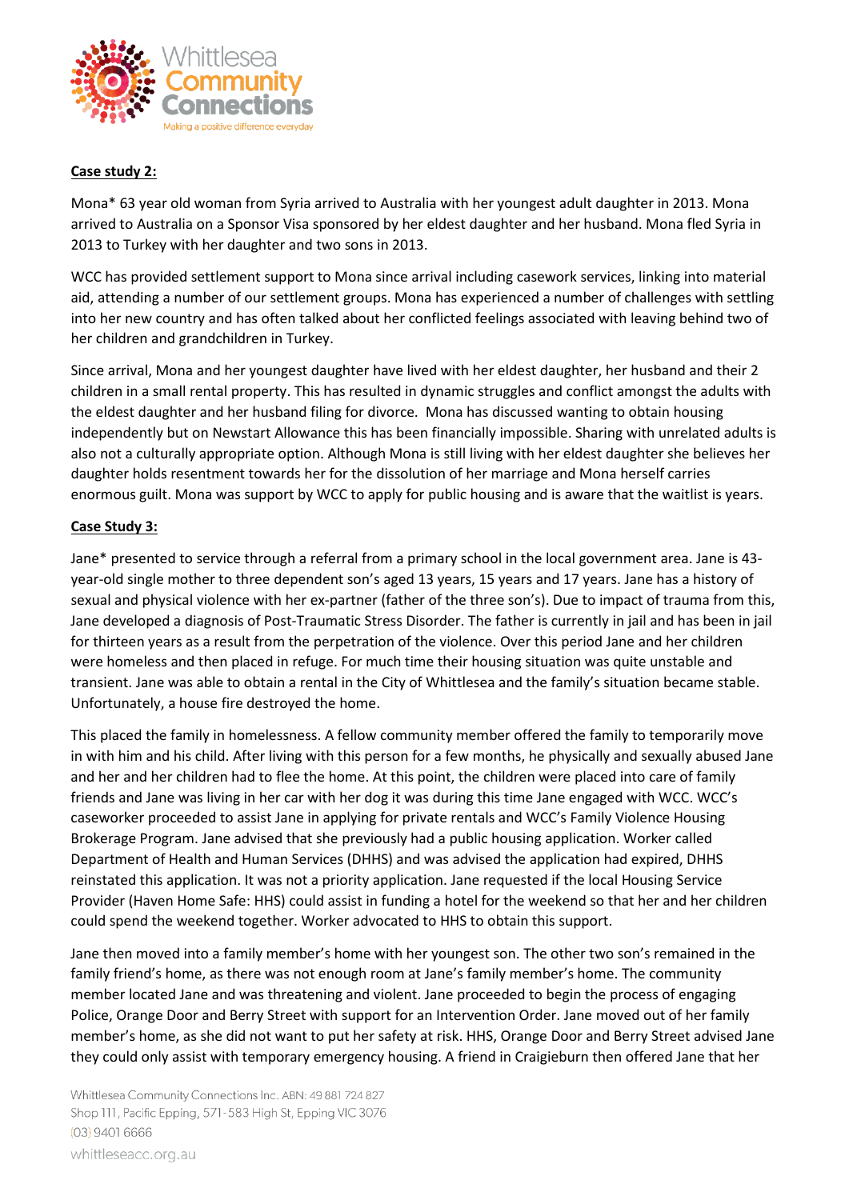**Case study 2:**

Mona* 63 year old woman from Syria arrived to Australia with her youngest adult daughter in 2013. Mona arrived to Australia on a Sponsor Visa sponsored by her eldest daughter and her husband. Mona fled Syria in 2013 to Turkey with her daughter and two sons in 2013.

WCC has provided settlement support to Mona since arrival including casework services, linking into material aid, attending a number of our settlement groups. Mona has experienced a number of challenges with settling into her new country and has often talked about her conflicted feelings associated with leaving behind two of her children and grandchildren in Turkey.

Since arrival, Mona and her youngest daughter have lived with her eldest daughter, her husband and their 2 children in a small rental property. This has resulted in dynamic struggles and conflict amongst the adults with the eldest daughter and her husband filing for divorce. Mona has discussed wanting to obtain housing independently but on Newstart Allowance this has been financially impossible. Sharing with unrelated adults is also not a culturally appropriate option. Although Mona is still living with her eldest daughter she believes her daughter holds resentment towards her for the dissolution of her marriage and Mona herself carries enormous guilt. Mona was support by WCC to apply for public housing and is aware that the waitlist is years.

**Case Study 3:**

Jane* presented to service through a referral from a primary school in the local government area. Jane is 43-year-old single mother to three dependent son's aged 13 years, 15 years and 17 years. Jane has a history of sexual and physical violence with her ex-partner (father of the three son's). Due to impact of trauma from this, Jane developed a diagnosis of Post-Traumatic Stress Disorder. The father is currently in jail and has been in jail for thirteen years as a result from the perpetration of the violence. Over this period Jane and her children were homeless and then placed in refuge. For much time their housing situation was quite unstable and transient. Jane was able to obtain a rental in the City of Whittlesea and the family's situation became stable. Unfortunately, a house fire destroyed the home.

This placed the family in homelessness. A fellow community member offered the family to temporarily move in with him and his child. After living with this person for a few months, he physically and sexually abused Jane and her and her children had to flee the home. At this point, the children were placed into care of family friends and Jane was living in her car with her dog it was during this time Jane engaged with WCC. WCC's caseworker proceeded to assist Jane in applying for private rentals and WCC's Family Violence Housing Brokerage Program. Jane advised that she previously had a public housing application. Worker called Department of Health and Human Services (DHHS) and was advised the application had expired, DHHS reinstated this application. It was not a priority application. Jane requested if the local Housing Service Provider (Haven Home Safe: HHS) could assist in funding a hotel for the weekend so that her and her children could spend the weekend together. Worker advocated to HHS to obtain this support.

Jane then moved into a family member's home with her youngest son. The other two son's remained in the family friend's home, as there was not enough room at Jane's family member's home. The community member located Jane and was threatening and violent. Jane proceeded to begin the process of engaging Police, Orange Door and Berry Street with support for an Intervention Order. Jane moved out of her family member's home, as she did not want to put her safety at risk. HHS, Orange Door and Berry Street advised Jane they could only assist with temporary emergency housing. A friend in Craigieburn then offered Jane that her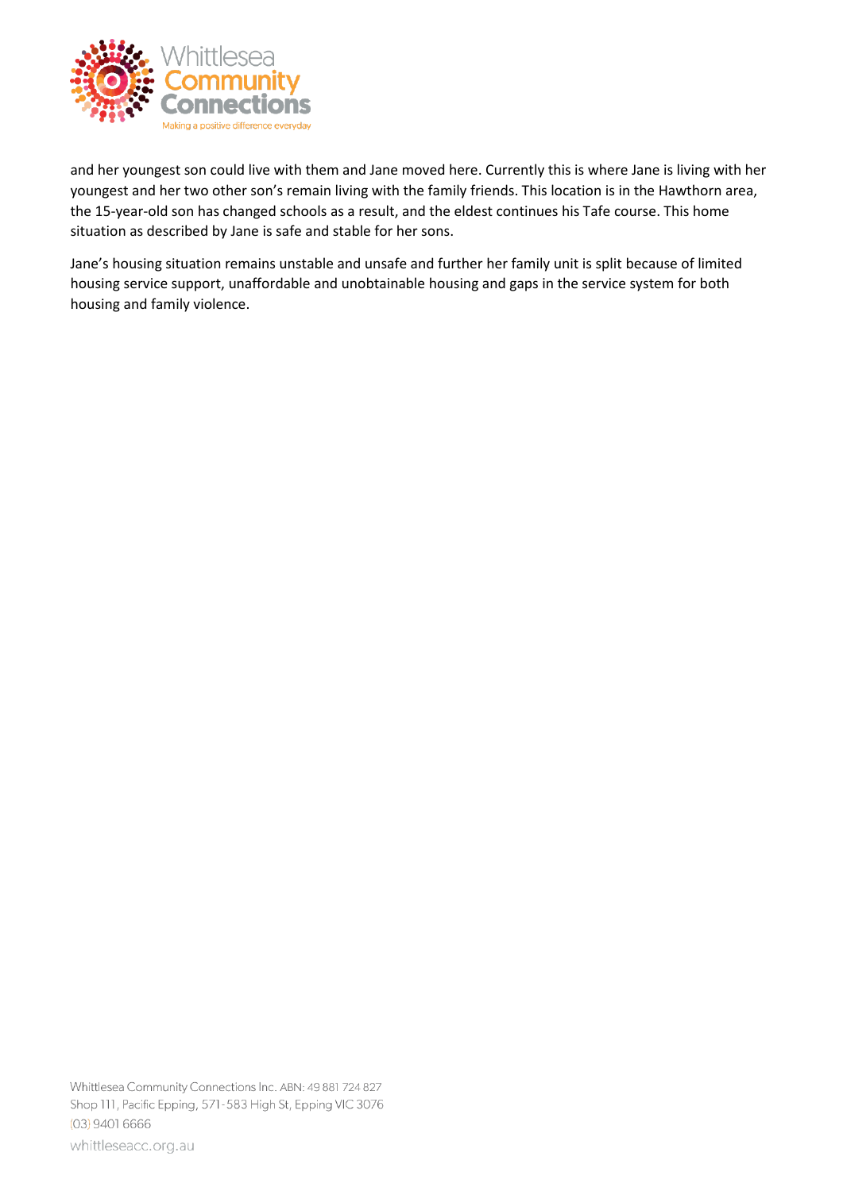and her youngest son could live with them and Jane moved here. Currently this is where Jane is living with her youngest and her two other son's remain living with the family friends. This location is in the Hawthorn area, the 15-year-old son has changed schools as a result, and the eldest continues his Tafe course. This home situation as described by Jane is safe and stable for her sons.

Jane's housing situation remains unstable and unsafe and further her family unit is split because of limited housing service support, unaffordable and unobtainable housing and gaps in the service system for both housing and family violence.